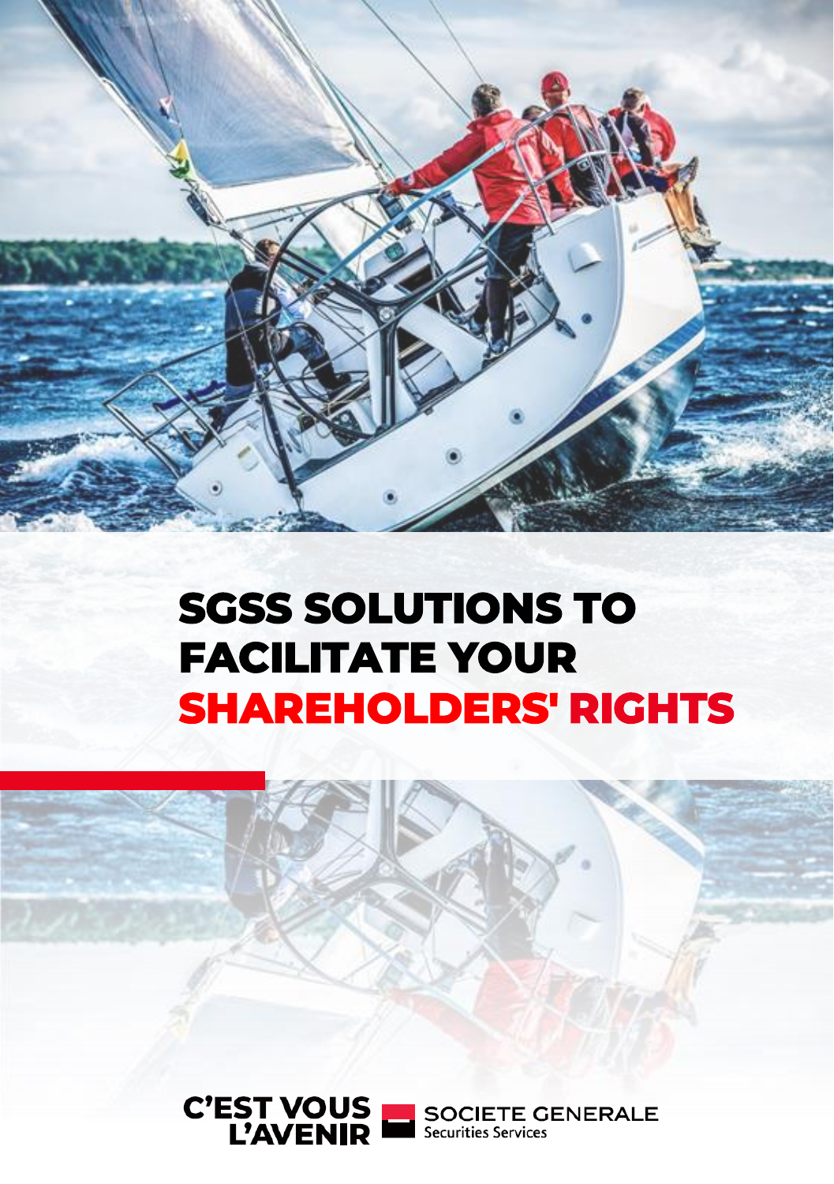# SGSS SOLUTIONS TO FACILITATE YOUR SHAREHOLDERS' RIGHTS

C'EST VOUS L'AVENIR

SOCIETE GENERALE Securities Services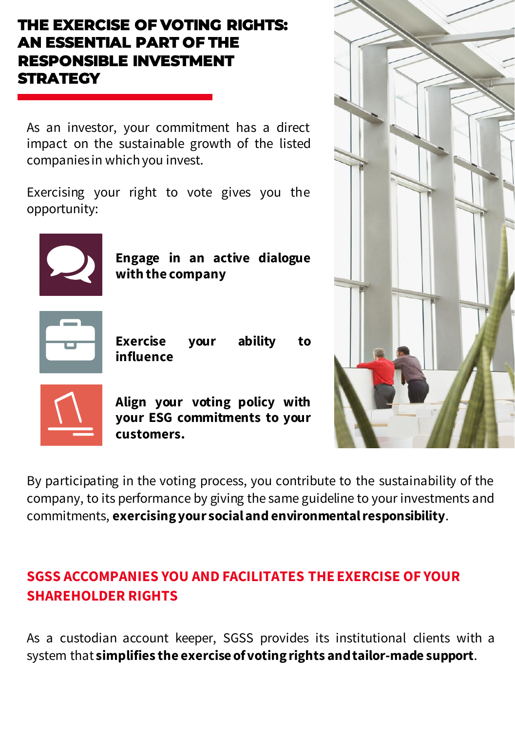# THE EXERCISE OF VOTING RIGHTS: AN ESSENTIAL PART OF THE RESPONSIBLE INVESTMENT STRATEGY

As an investor, your commitment has a direct impact on the sustainable growth of the listed companies in which you invest.

Exercising your right to vote gives you the opportunity:

- **Engage in an active dialogue with the company**
- **Exercise your ability to influence**
- **Align your voting policy with your ESG commitments to your customers.**

By participating in the voting process, you contribute to the sustainability of the company, to its performance by giving the same guideline to your investments and commitments, **exercising your social and environmental responsibility**.

## SGSS ACCOMPANIES YOU AND FACILITATES THE EXERCISE OF YOUR SHAREHOLDER RIGHTS

As a custodian account keeper, SGSS provides its institutional clients with a system that **simplifies the exercise of voting rights and tailor-made support**.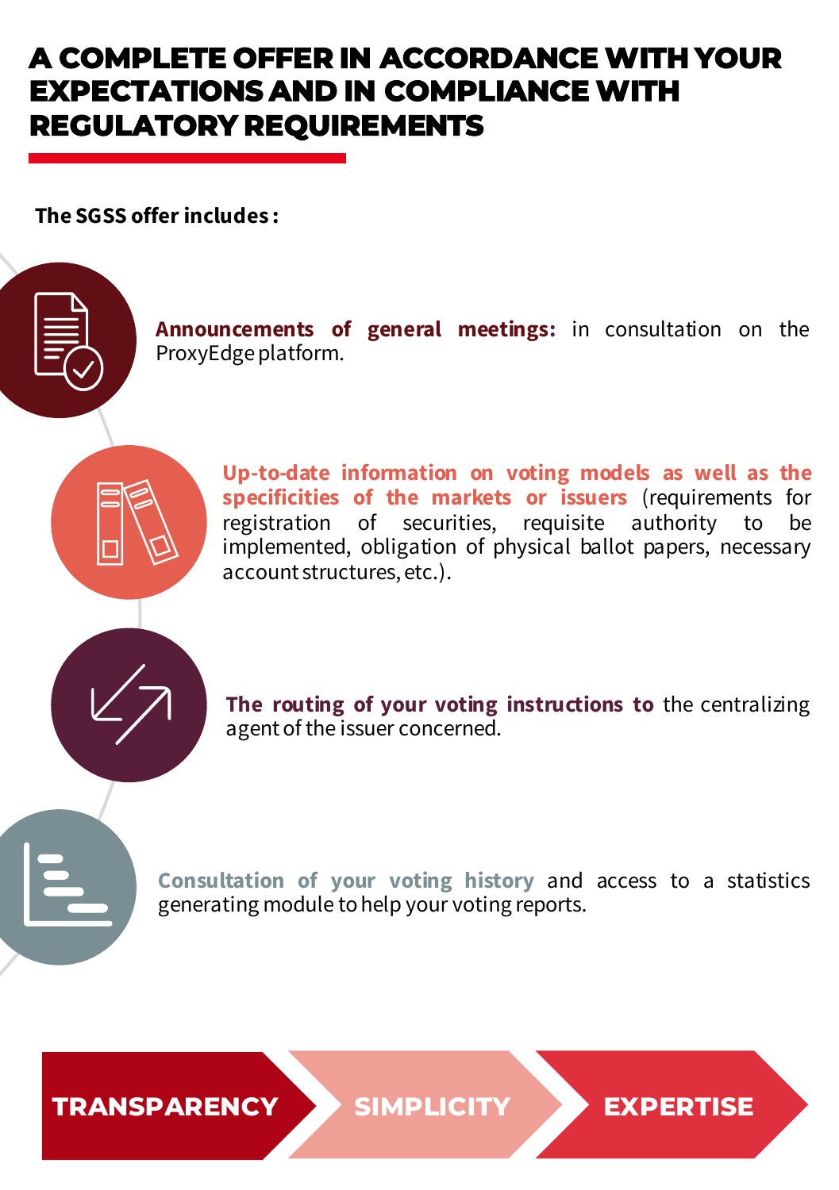# A COMPLETE OFFER IN ACCORDANCE WITH YOUR EXPECTATIONS AND IN COMPLIANCE WITH REGULATORY REQUIREMENTS

**The SGSS offer includes :**

**Announcements of general meetings:** in consultation on the ProxyEdge platform.

**Up-to-date information on voting models as well as the specificities of the markets or issuers** (requirements for registration of securities, requisite authority to be implemented, obligation of physical ballot papers, necessary account structures, etc.).

**The routing of your voting instructions to** the centralizing agent of the issuer concerned.

**Consultation of your voting history** and access to a statistics generating module to help your voting reports.

**TRANSPARENCY** | **SIMPLICITY** | **EXPERTISE**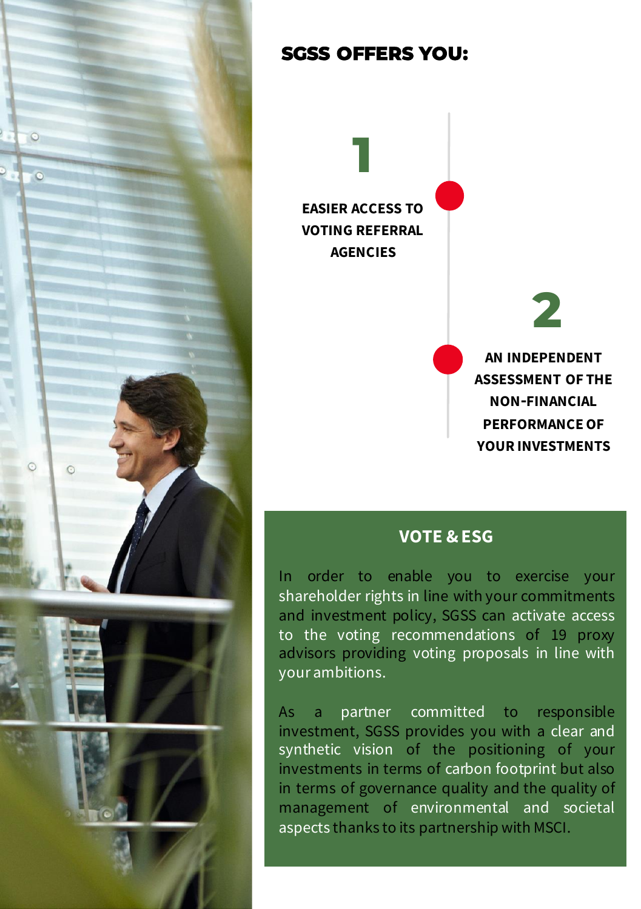## SGSS OFFERS YOU:

**1**

**EASIER ACCESS TO VOTING REFERRAL AGENCIES**

**2**

**AN INDEPENDENT ASSESSMENT OF THE NON-FINANCIAL PERFORMANCE OF YOUR INVESTMENTS**

### VOTE & ESG

In order to enable you to exercise your shareholder rights in line with your commitments and investment policy, SGSS can activate access to the voting recommendations of 19 proxy advisors providing voting proposals in line with your ambitions.

As a partner committed to responsible investment, SGSS provides you with a clear and synthetic vision of the positioning of your investments in terms of carbon footprint but also in terms of governance quality and the quality of management of environmental and societal aspects thanks to its partnership with MSCI.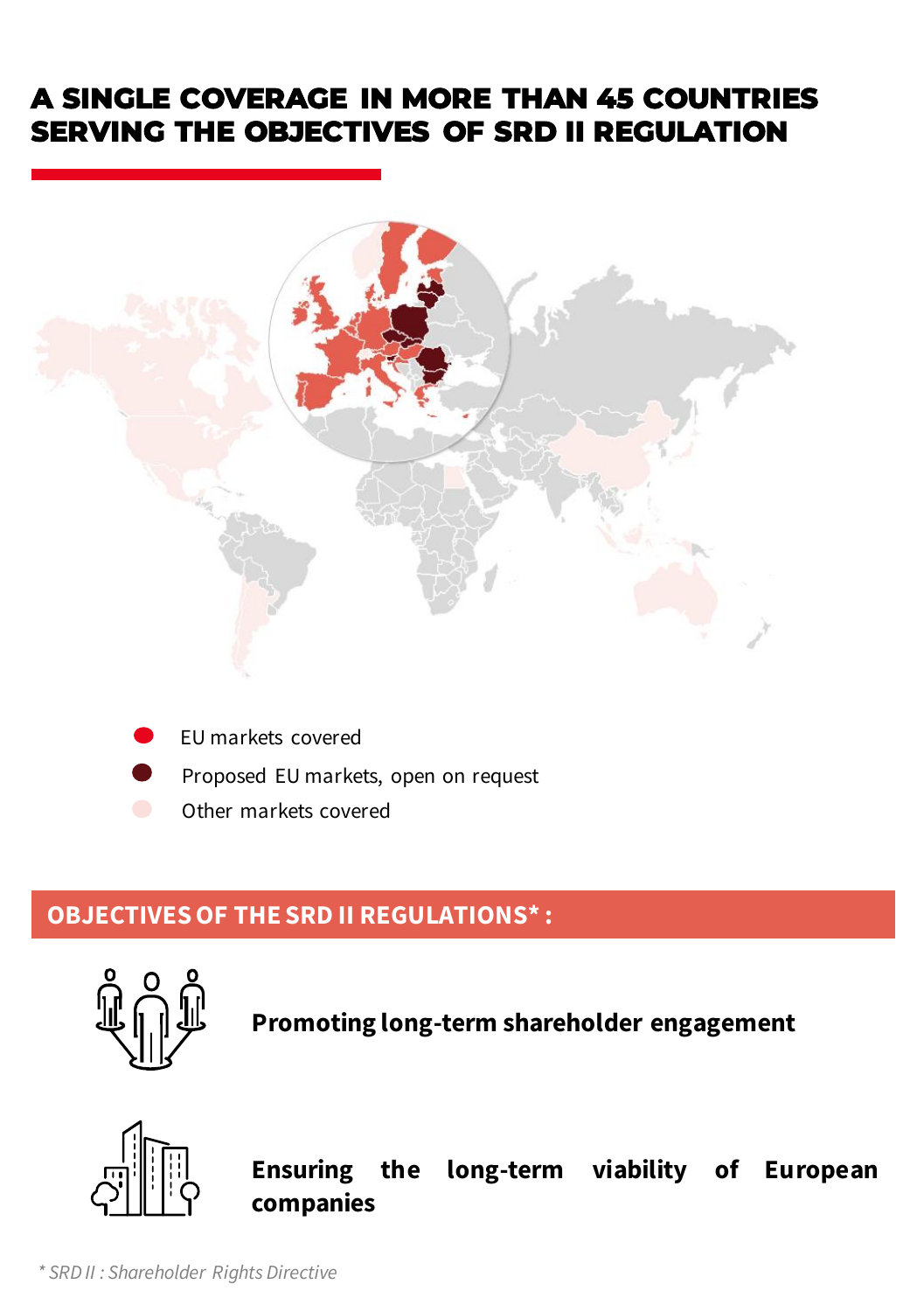# A SINGLE COVERAGE IN MORE THAN 45 COUNTRIES SERVING THE OBJECTIVES OF SRD II REGULATION

- EU markets covered
- Proposed EU markets, open on request
- Other markets covered

## OBJECTIVES OF THE SRD II REGULATIONS* :

**Promoting long-term shareholder engagement**

**Ensuring the long-term viability of European companies**

*\* SRD II : Shareholder Rights Directive*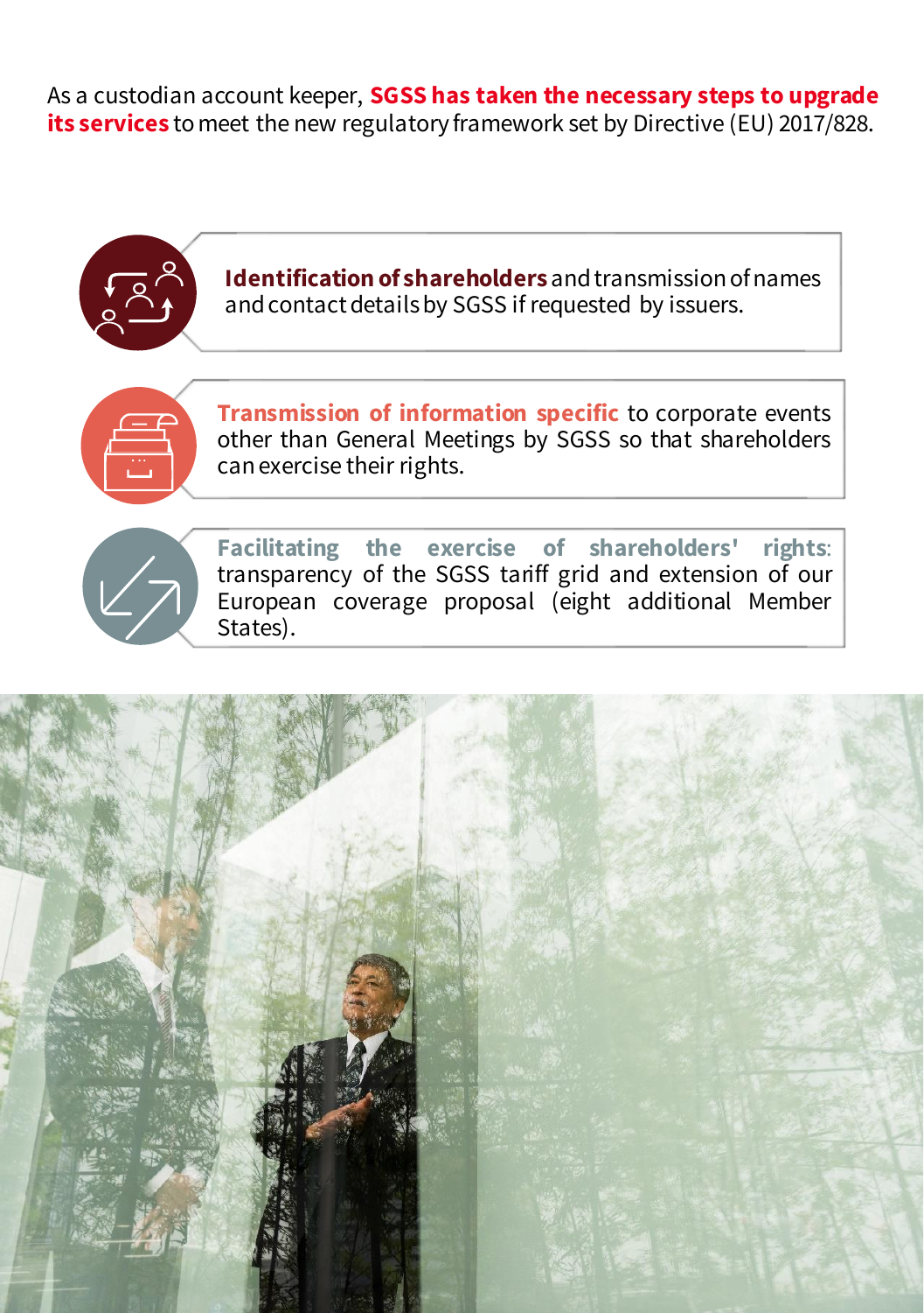As a custodian account keeper, **SGSS has taken the necessary steps to upgrade its services** to meet the new regulatory framework set by Directive (EU) 2017/828.

- **Identification of shareholders** and transmission of names and contact details by SGSS if requested by issuers.
- **Transmission of information specific** to corporate events other than General Meetings by SGSS so that shareholders can exercise their rights.
- **Facilitating the exercise of shareholders' rights**: transparency of the SGSS tariff grid and extension of our European coverage proposal (eight additional Member States).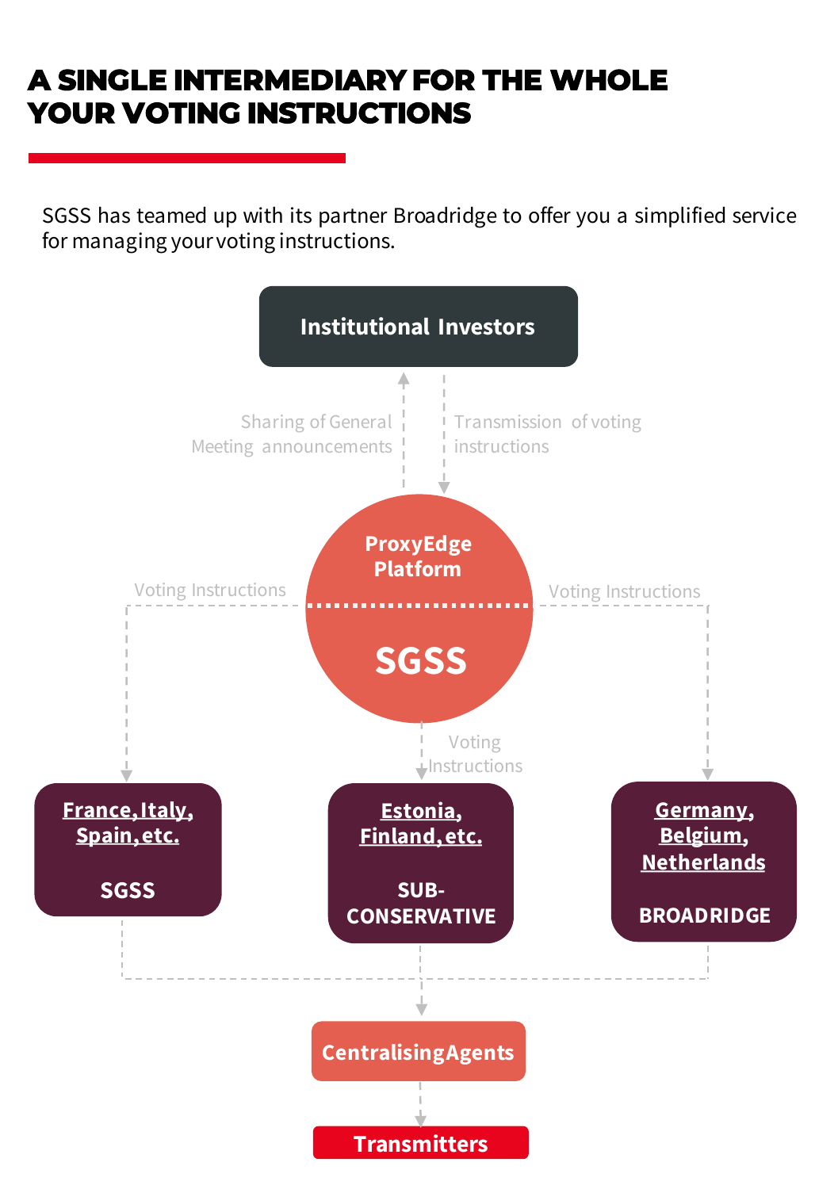# A SINGLE INTERMEDIARY FOR THE WHOLE YOUR VOTING INSTRUCTIONS

SGSS has teamed up with its partner Broadridge to offer you a simplified service for managing your voting instructions.

**Institutional Investors**

Sharing of General Meeting announcements

Transmission of voting instructions

**ProxyEdge Platform**

**SGSS**

Voting Instructions

Voting Instructions

Voting Instructions

**France, Italy, Spain, etc.**

**SGSS**

**Estonia, Finland, etc.**

**SUB-CONSERVATIVE**

**Germany, Belgium, Netherlands**

**BROADRIDGE**

**Centralising Agents**

**Transmitters**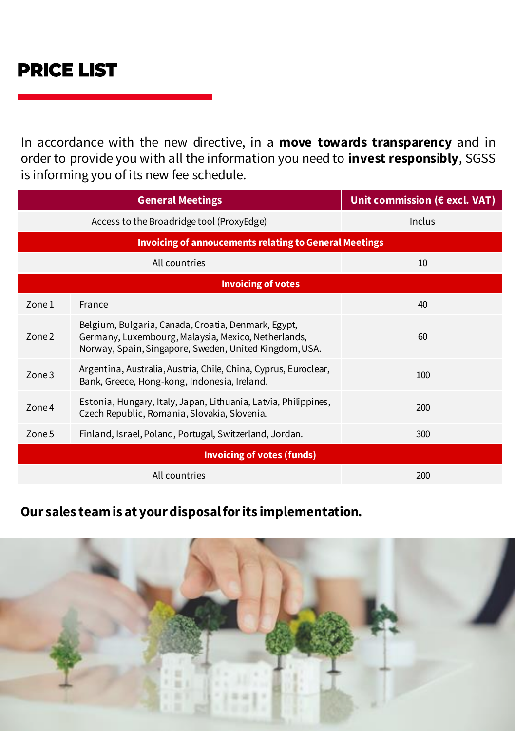# PRICE LIST

In accordance with the new directive, in a **move towards transparency** and in order to provide you with all the information you need to **invest responsibly**, SGSS is informing you of its new fee schedule.

| General Meetings | | Unit commission (€ excl. VAT) |
|---|---|---|
| Access to the Broadridge tool (ProxyEdge) | | Inclus |
| **Invoicing of annoucements relating to General Meetings** | | |
| All countries | | 10 |
| **Invoicing of votes** | | |
| Zone 1 | France | 40 |
| Zone 2 | Belgium, Bulgaria, Canada, Croatia, Denmark, Egypt, Germany, Luxembourg, Malaysia, Mexico, Netherlands, Norway, Spain, Singapore, Sweden, United Kingdom, USA. | 60 |
| Zone 3 | Argentina, Australia, Austria, Chile, China, Cyprus, Euroclear, Bank, Greece, Hong-kong, Indonesia, Ireland. | 100 |
| Zone 4 | Estonia, Hungary, Italy, Japan, Lithuania, Latvia, Philippines, Czech Republic, Romania, Slovakia, Slovenia. | 200 |
| Zone 5 | Finland, Israel, Poland, Portugal, Switzerland, Jordan. | 300 |
| **Invoicing of votes (funds)** | | |
| All countries | | 200 |

**Our sales team is at your disposal for its implementation.**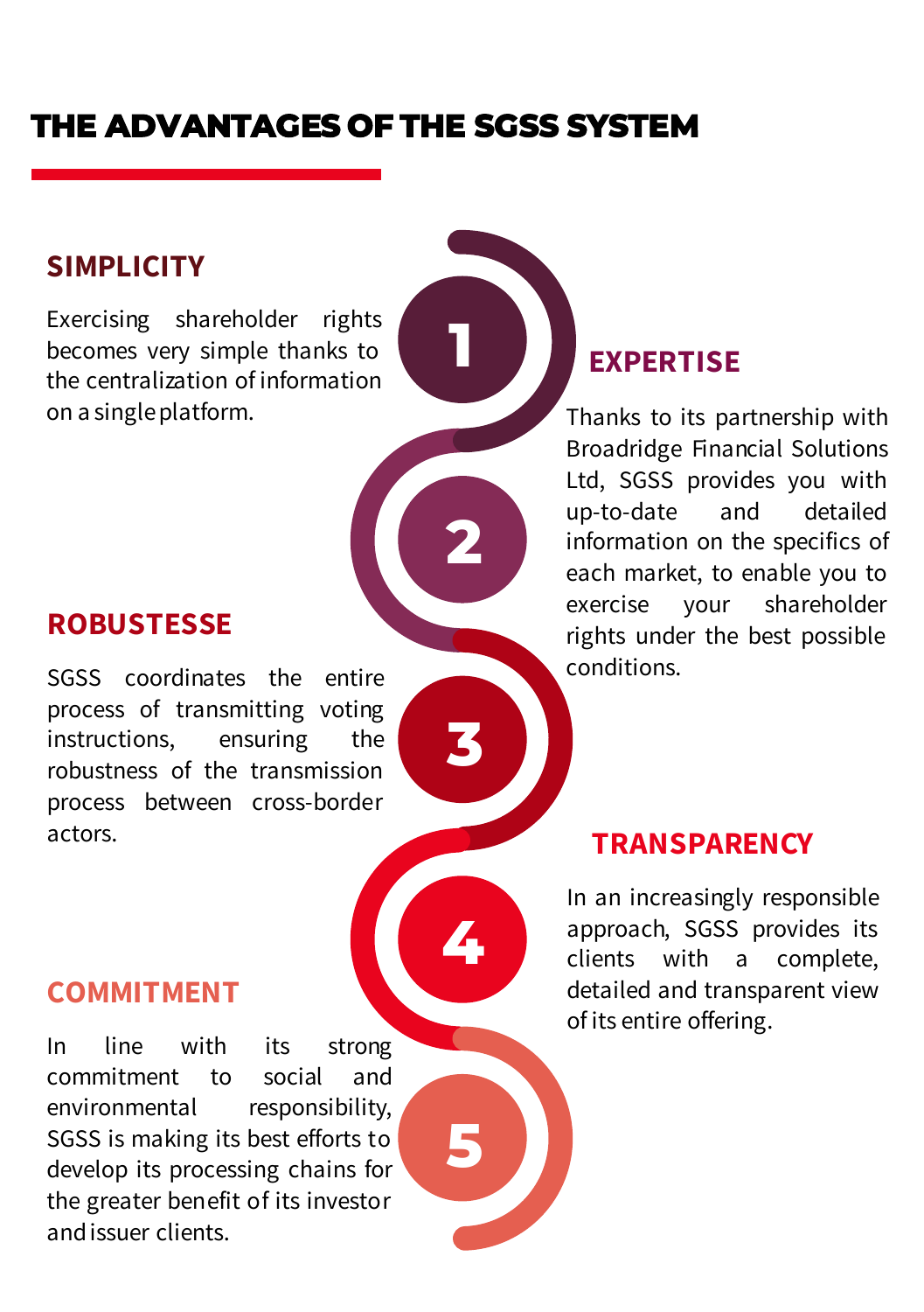# THE ADVANTAGES OF THE SGSS SYSTEM

## SIMPLICITY

1

Exercising shareholder rights becomes very simple thanks to the centralization of information on a single platform.

## EXPERTISE

2

Thanks to its partnership with Broadridge Financial Solutions Ltd, SGSS provides you with up-to-date and detailed information on the specifics of each market, to enable you to exercise your shareholder rights under the best possible conditions.

## ROBUSTESSE

3

SGSS coordinates the entire process of transmitting voting instructions, ensuring the robustness of the transmission process between cross-border actors.

## TRANSPARENCY

4

In an increasingly responsible approach, SGSS provides its clients with a complete, detailed and transparent view of its entire offering.

## COMMITMENT

5

In line with its strong commitment to social and environmental responsibility, SGSS is making its best efforts to develop its processing chains for the greater benefit of its investor and issuer clients.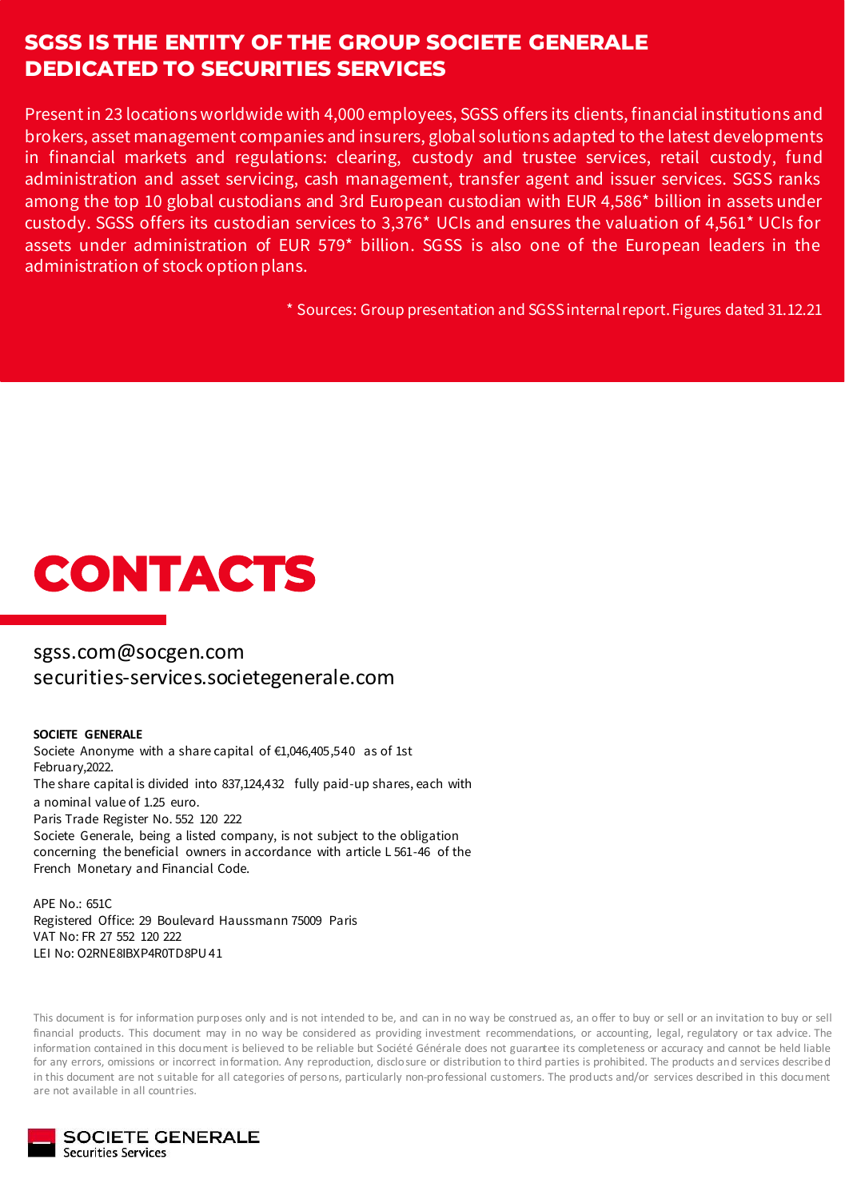## SGSS IS THE ENTITY OF THE GROUP SOCIETE GENERALE DEDICATED TO SECURITIES SERVICES

Present in 23 locations worldwide with 4,000 employees, SGSS offers its clients, financial institutions and brokers, asset management companies and insurers, global solutions adapted to the latest developments in financial markets and regulations: clearing, custody and trustee services, retail custody, fund administration and asset servicing, cash management, transfer agent and issuer services. SGSS ranks among the top 10 global custodians and 3rd European custodian with EUR 4,586* billion in assets under custody. SGSS offers its custodian services to 3,376* UCIs and ensures the valuation of 4,561* UCIs for assets under administration of EUR 579* billion. SGSS is also one of the European leaders in the administration of stock option plans.

\* Sources: Group presentation and SGSS internal report. Figures dated 31.12.21

# CONTACTS

sgss.com@socgen.com
securities-services.societegenerale.com

**SOCIETE GENERALE**
Societe Anonyme with a share capital of €1,046,405,540 as of 1st February,2022.
The share capital is divided into 837,124,432 fully paid-up shares, each with a nominal value of 1.25 euro.
Paris Trade Register No. 552 120 222
Societe Generale, being a listed company, is not subject to the obligation concerning the beneficial owners in accordance with article L 561-46 of the French Monetary and Financial Code.

APE No.: 651C
Registered Office: 29 Boulevard Haussmann 75009 Paris
VAT No: FR 27 552 120 222
LEI No: O2RNE8IBXP4R0TD8PU41

This document is for information purposes only and is not intended to be, and can in no way be construed as, an offer to buy or sell or an invitation to buy or sell financial products. This document may in no way be considered as providing investment recommendations, or accounting, legal, regulatory or tax advice. The information contained in this document is believed to be reliable but Société Générale does not guarantee its completeness or accuracy and cannot be held liable for any errors, omissions or incorrect information. Any reproduction, disclosure or distribution to third parties is prohibited. The products and services described in this document are not suitable for all categories of persons, particularly non-professional customers. The products and/or services described in this document are not available in all countries.

SOCIETE GENERALE
Securities Services